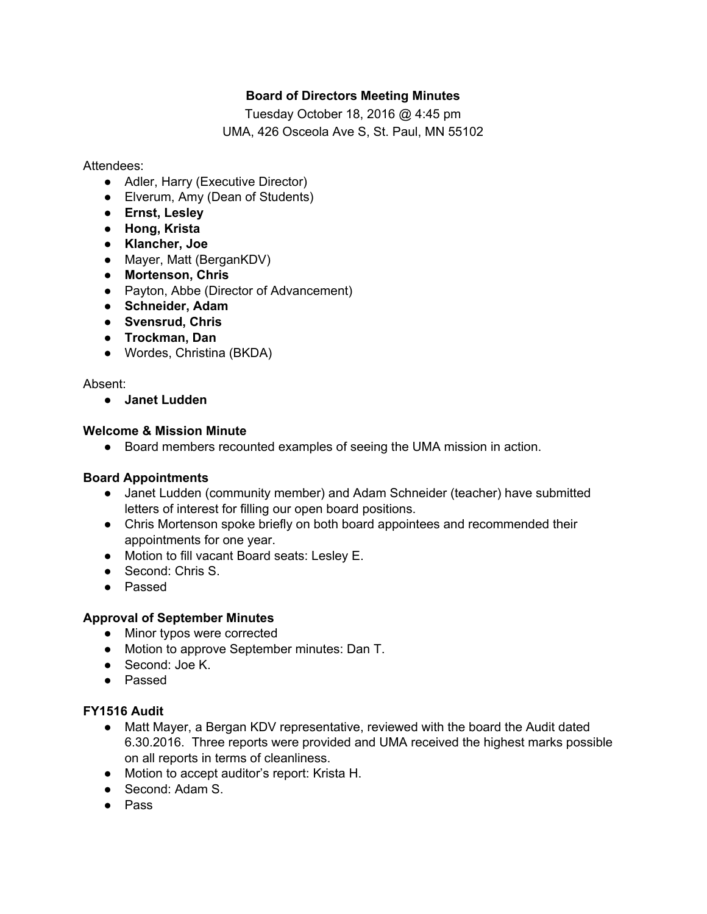**Board of Directors Meeting Minutes**

Tuesday October 18, 2016 @ 4:45 pm

UMA, 426 Osceola Ave S, St. Paul, MN 55102

Attendees:

- Adler, Harry (Executive Director)
- Elverum, Amy (Dean of Students)
- **Ernst, Lesley**
- **Hong, Krista**
- **Klancher, Joe**
- Mayer, Matt (BerganKDV)
- **Mortenson, Chris**
- Payton, Abbe (Director of Advancement)
- **Schneider, Adam**
- **Svensrud, Chris**
- **Trockman, Dan**
- Wordes, Christina (BKDA)

Absent:

- **Janet Ludden**

**Welcome & Mission Minute**

- Board members recounted examples of seeing the UMA mission in action.

**Board Appointments**

- Janet Ludden (community member) and Adam Schneider (teacher) have submitted letters of interest for filling our open board positions.
- Chris Mortenson spoke briefly on both board appointees and recommended their appointments for one year.
- Motion to fill vacant Board seats: Lesley E.
- Second: Chris S.
- Passed

**Approval of September Minutes**

- Minor typos were corrected
- Motion to approve September minutes: Dan T.
- Second: Joe K.
- Passed

**FY1516 Audit**

- Matt Mayer, a Bergan KDV representative, reviewed with the board the Audit dated 6.30.2016. Three reports were provided and UMA received the highest marks possible on all reports in terms of cleanliness.
- Motion to accept auditor's report: Krista H.
- Second: Adam S.
- Pass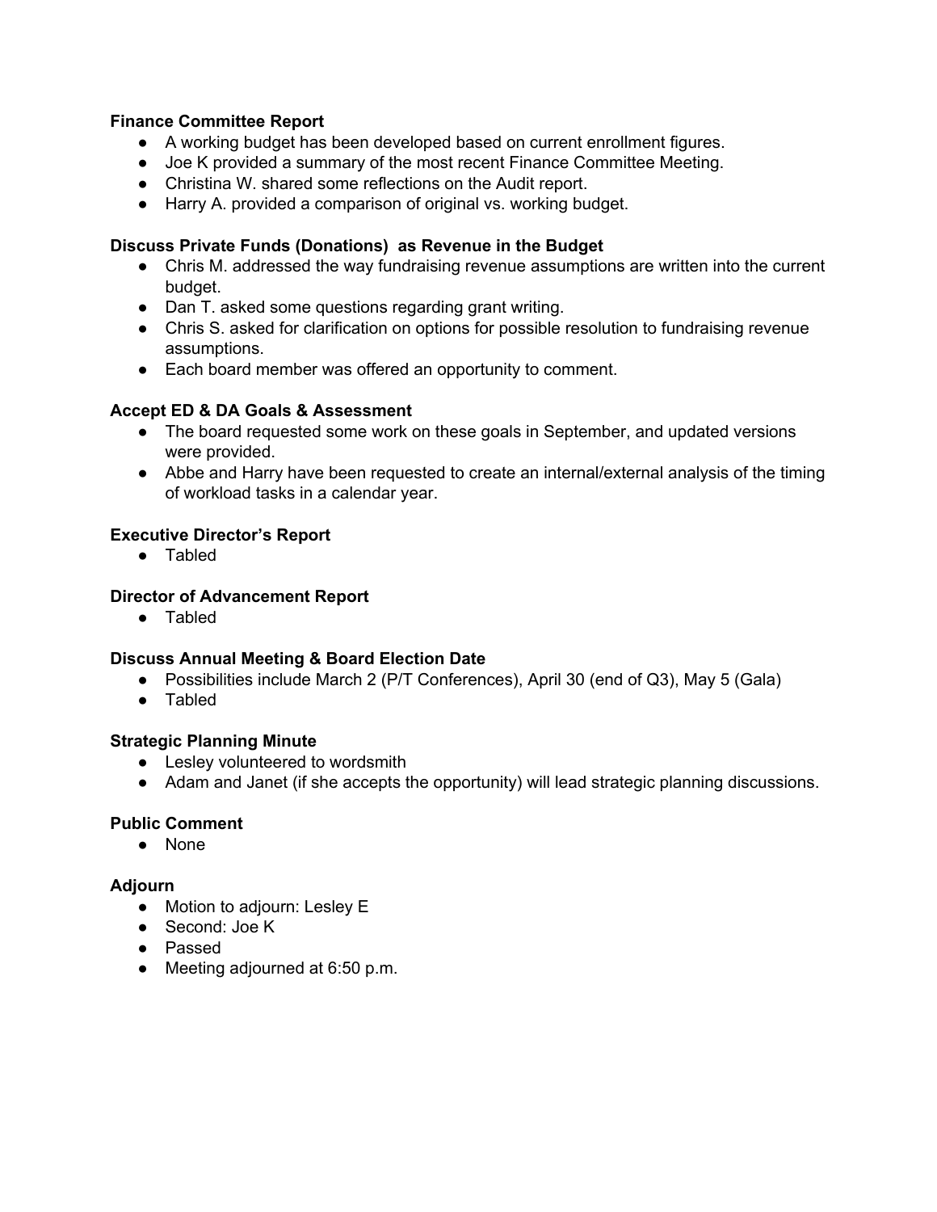**Finance Committee Report**

- A working budget has been developed based on current enrollment figures.
- Joe K provided a summary of the most recent Finance Committee Meeting.
- Christina W. shared some reflections on the Audit report.
- Harry A. provided a comparison of original vs. working budget.

**Discuss Private Funds (Donations) as Revenue in the Budget**

- Chris M. addressed the way fundraising revenue assumptions are written into the current budget.
- Dan T. asked some questions regarding grant writing.
- Chris S. asked for clarification on options for possible resolution to fundraising revenue assumptions.
- Each board member was offered an opportunity to comment.

**Accept ED & DA Goals & Assessment**

- The board requested some work on these goals in September, and updated versions were provided.
- Abbe and Harry have been requested to create an internal/external analysis of the timing of workload tasks in a calendar year.

**Executive Director's Report**

- Tabled

**Director of Advancement Report**

- Tabled

**Discuss Annual Meeting & Board Election Date**

- Possibilities include March 2 (P/T Conferences), April 30 (end of Q3), May 5 (Gala)
- Tabled

**Strategic Planning Minute**

- Lesley volunteered to wordsmith
- Adam and Janet (if she accepts the opportunity) will lead strategic planning discussions.

**Public Comment**

- None

**Adjourn**

- Motion to adjourn: Lesley E
- Second: Joe K
- Passed
- Meeting adjourned at 6:50 p.m.